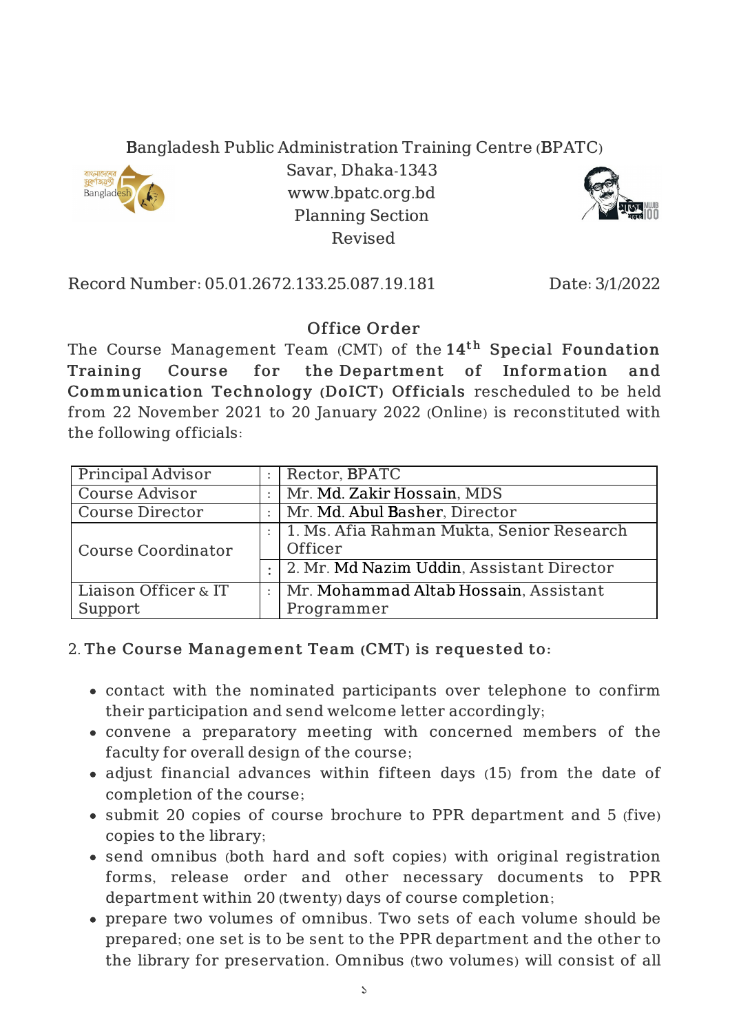Bangladesh Public Administration Training Centre (BPATC)
Savar, Dhaka-1343
www.bpatc.org.bd
Planning Section
Revised

Record Number: 05.01.2672.133.25.087.19.181 Date: 3/1/2022

## Office Order

The Course Management Team (CMT) of the **14th Special Foundation Training Course for the Department of Information and Communication Technology (DoICT) Officials** rescheduled to be held from 22 November 2021 to 20 January 2022 (Online) is reconstituted with the following officials:

| | | |
|---|---|---|
| Principal Advisor | : | Rector, BPATC |
| Course Advisor | : | Mr. Md. Zakir Hossain, MDS |
| Course Director | : | Mr. Md. Abul Basher, Director |
| Course Coordinator | : | 1. Ms. Afia Rahman Mukta, Senior Research Officer |
| | : | 2. Mr. Md Nazim Uddin, Assistant Director |
| Liaison Officer & IT Support | : | Mr. Mohammad Altab Hossain, Assistant Programmer |

2. **The Course Management Team (CMT) is requested to:**

- contact with the nominated participants over telephone to confirm their participation and send welcome letter accordingly;
- convene a preparatory meeting with concerned members of the faculty for overall design of the course;
- adjust financial advances within fifteen days (15) from the date of completion of the course;
- submit 20 copies of course brochure to PPR department and 5 (five) copies to the library;
- send omnibus (both hard and soft copies) with original registration forms, release order and other necessary documents to PPR department within 20 (twenty) days of course completion;
- prepare two volumes of omnibus. Two sets of each volume should be prepared; one set is to be sent to the PPR department and the other to the library for preservation. Omnibus (two volumes) will consist of all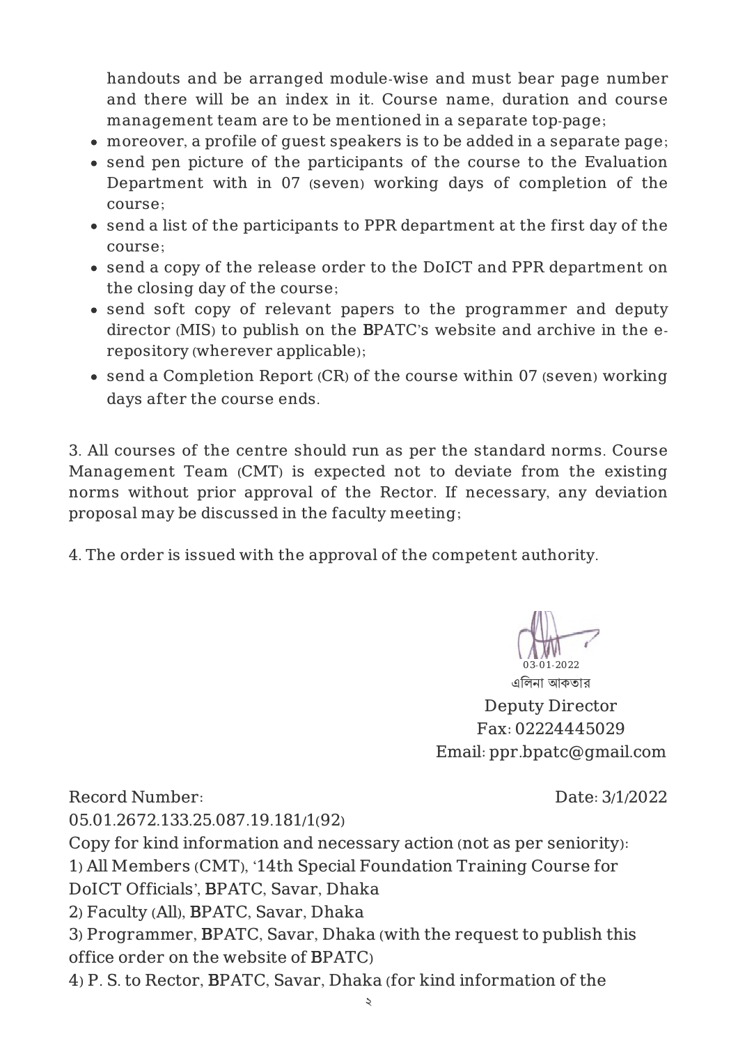handouts and be arranged module-wise and must bear page number and there will be an index in it. Course name, duration and course management team are to be mentioned in a separate top-page;

- moreover, a profile of guest speakers is to be added in a separate page;
- send pen picture of the participants of the course to the Evaluation Department with in 07 (seven) working days of completion of the course;
- send a list of the participants to PPR department at the first day of the course;
- send a copy of the release order to the DoICT and PPR department on the closing day of the course;
- send soft copy of relevant papers to the programmer and deputy director (MIS) to publish on the BPATC's website and archive in the e-repository (wherever applicable);
- send a Completion Report (CR) of the course within 07 (seven) working days after the course ends.

3. All courses of the centre should run as per the standard norms. Course Management Team (CMT) is expected not to deviate from the existing norms without prior approval of the Rector. If necessary, any deviation proposal may be discussed in the faculty meeting;

4. The order is issued with the approval of the competent authority.

03-01-2022
এলিনা আকতার
Deputy Director
Fax: 02224445029
Email: ppr.bpatc@gmail.com

Record Number: 05.01.2672.133.25.087.19.181/1(92)

Date: 3/1/2022

Copy for kind information and necessary action (not as per seniority):

1) All Members (CMT), '14th Special Foundation Training Course for DoICT Officials', BPATC, Savar, Dhaka
2) Faculty (All), BPATC, Savar, Dhaka
3) Programmer, BPATC, Savar, Dhaka (with the request to publish this office order on the website of BPATC)
4) P. S. to Rector, BPATC, Savar, Dhaka (for kind information of the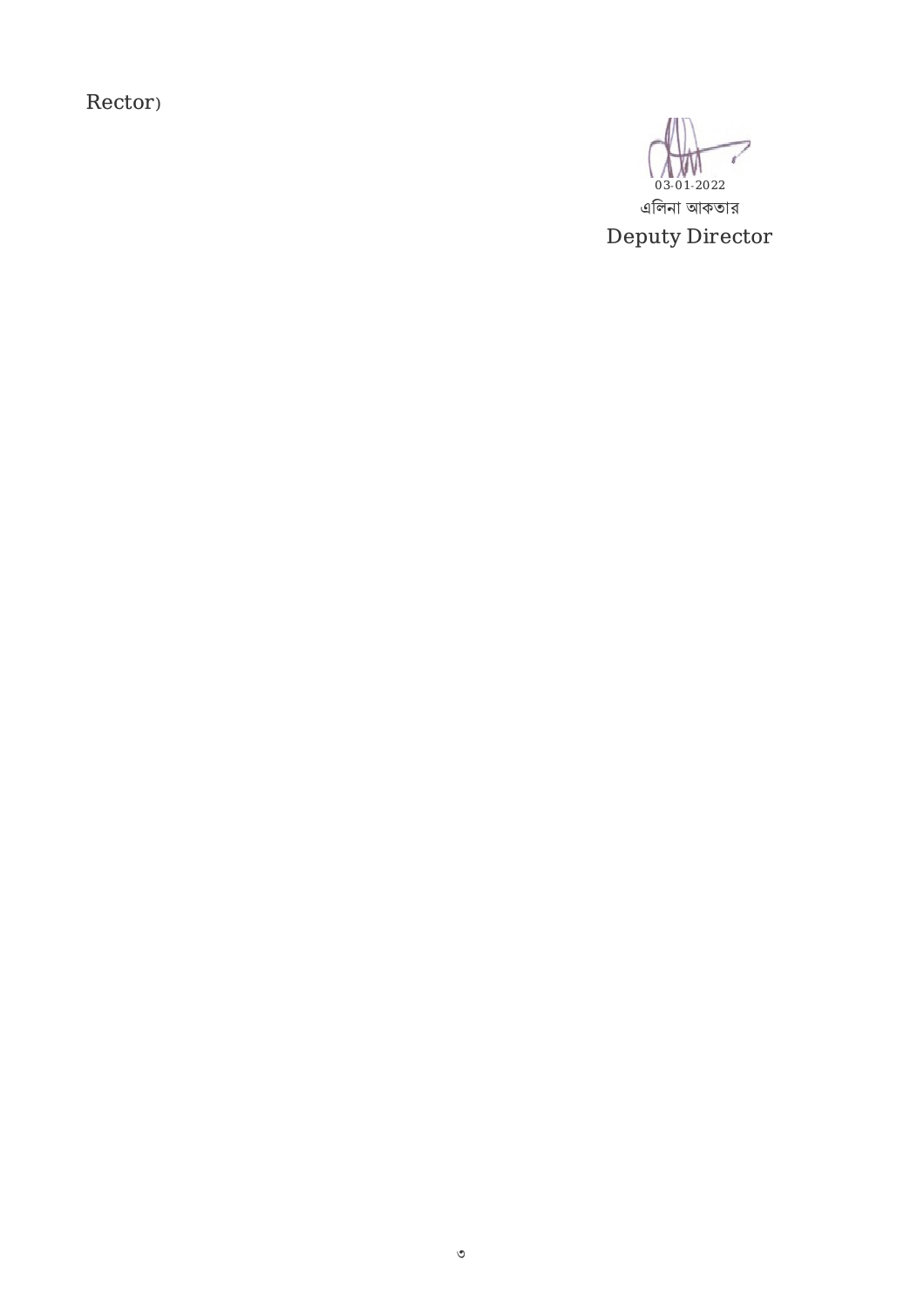Rector)

03-01-2022

এলিনা আকতার

Deputy Director